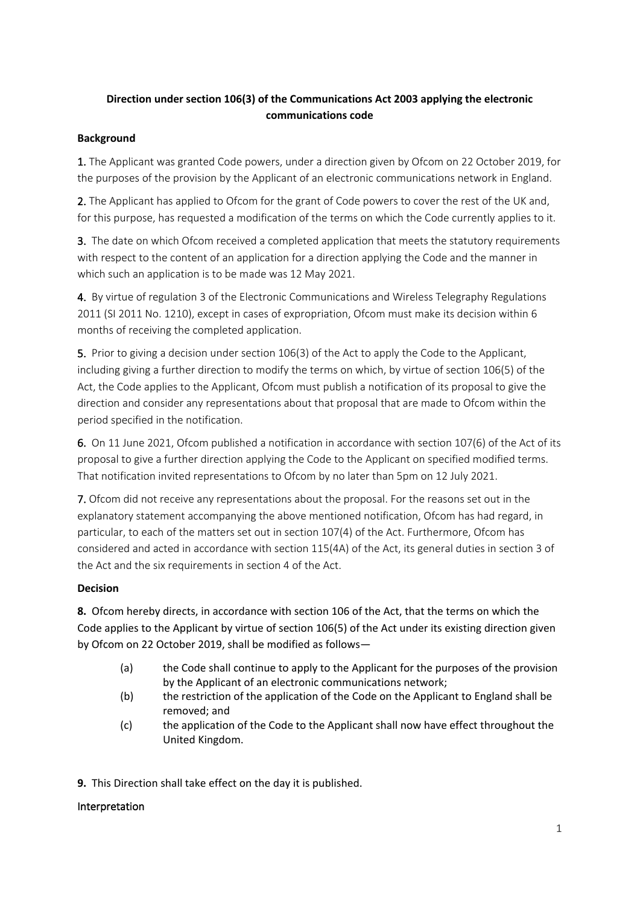**Direction under section 106(3) of the Communications Act 2003 applying the electronic communications code**

**Background**

1. The Applicant was granted Code powers, under a direction given by Ofcom on 22 October 2019, for the purposes of the provision by the Applicant of an electronic communications network in England.

2. The Applicant has applied to Ofcom for the grant of Code powers to cover the rest of the UK and, for this purpose, has requested a modification of the terms on which the Code currently applies to it.

3. The date on which Ofcom received a completed application that meets the statutory requirements with respect to the content of an application for a direction applying the Code and the manner in which such an application is to be made was 12 May 2021.

4. By virtue of regulation 3 of the Electronic Communications and Wireless Telegraphy Regulations 2011 (SI 2011 No. 1210), except in cases of expropriation, Ofcom must make its decision within 6 months of receiving the completed application.

5. Prior to giving a decision under section 106(3) of the Act to apply the Code to the Applicant, including giving a further direction to modify the terms on which, by virtue of section 106(5) of the Act, the Code applies to the Applicant, Ofcom must publish a notification of its proposal to give the direction and consider any representations about that proposal that are made to Ofcom within the period specified in the notification.

6. On 11 June 2021, Ofcom published a notification in accordance with section 107(6) of the Act of its proposal to give a further direction applying the Code to the Applicant on specified modified terms. That notification invited representations to Ofcom by no later than 5pm on 12 July 2021.

7. Ofcom did not receive any representations about the proposal. For the reasons set out in the explanatory statement accompanying the above mentioned notification, Ofcom has had regard, in particular, to each of the matters set out in section 107(4) of the Act. Furthermore, Ofcom has considered and acted in accordance with section 115(4A) of the Act, its general duties in section 3 of the Act and the six requirements in section 4 of the Act.

**Decision**

**8.** Ofcom hereby directs, in accordance with section 106 of the Act, that the terms on which the Code applies to the Applicant by virtue of section 106(5) of the Act under its existing direction given by Ofcom on 22 October 2019, shall be modified as follows—

(a) the Code shall continue to apply to the Applicant for the purposes of the provision by the Applicant of an electronic communications network;

(b) the restriction of the application of the Code on the Applicant to England shall be removed; and

(c) the application of the Code to the Applicant shall now have effect throughout the United Kingdom.

**9.** This Direction shall take effect on the day it is published.

Interpretation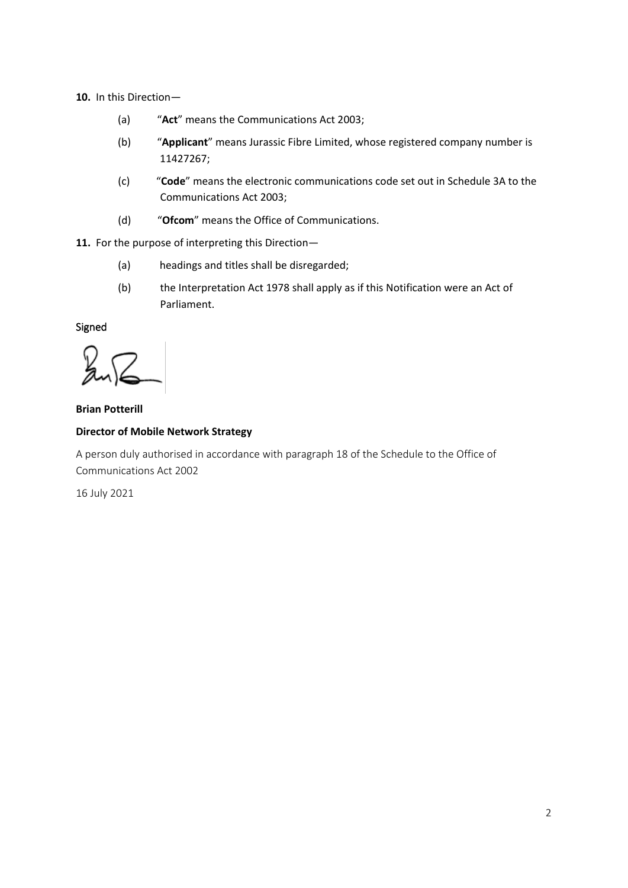**10.** In this Direction—

(a) "**Act**" means the Communications Act 2003;

(b) "**Applicant**" means Jurassic Fibre Limited, whose registered company number is 11427267;

(c) "**Code**" means the electronic communications code set out in Schedule 3A to the Communications Act 2003;

(d) "**Ofcom**" means the Office of Communications.

**11.** For the purpose of interpreting this Direction—

(a) headings and titles shall be disregarded;

(b) the Interpretation Act 1978 shall apply as if this Notification were an Act of Parliament.

Signed

**Brian Potterill**

**Director of Mobile Network Strategy**

A person duly authorised in accordance with paragraph 18 of the Schedule to the Office of Communications Act 2002

16 July 2021